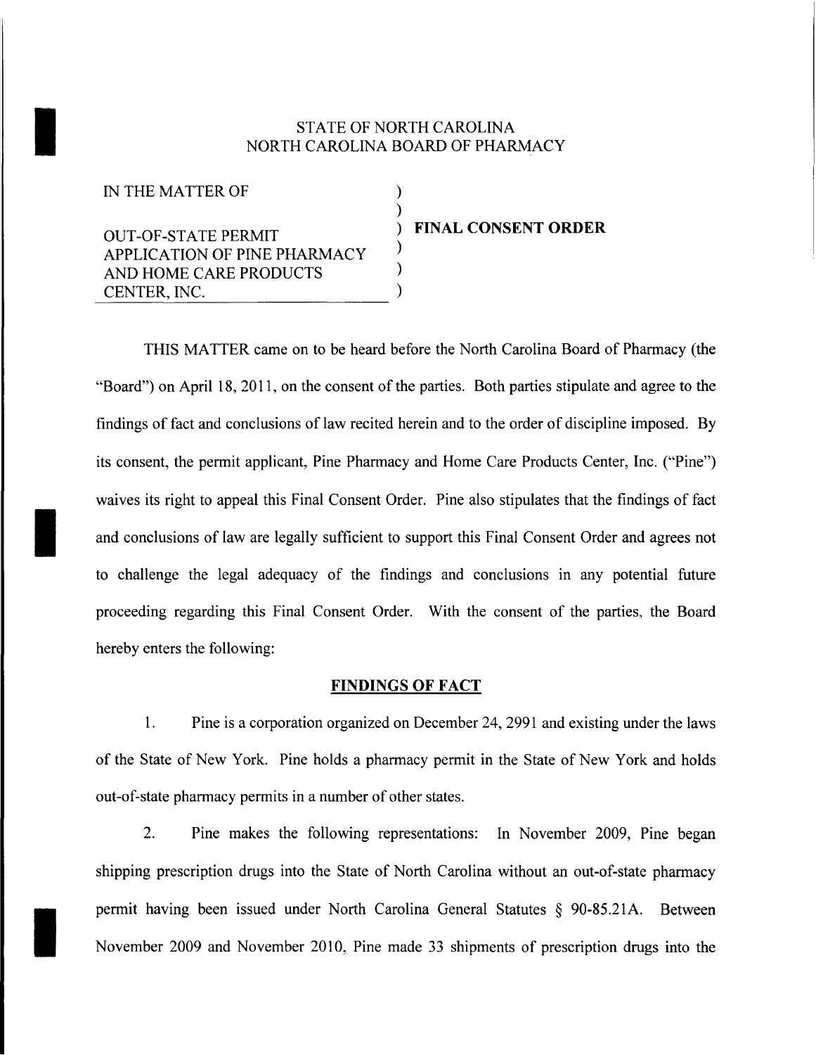STATE OF NORTH CAROLINA
NORTH CAROLINA BOARD OF PHARMACY

IN THE MATTER OF

OUT-OF-STATE PERMIT APPLICATION OF PINE PHARMACY AND HOME CARE PRODUCTS CENTER, INC.

**FINAL CONSENT ORDER**

THIS MATTER came on to be heard before the North Carolina Board of Pharmacy (the "Board") on April 18, 2011, on the consent of the parties. Both parties stipulate and agree to the findings of fact and conclusions of law recited herein and to the order of discipline imposed. By its consent, the permit applicant, Pine Pharmacy and Home Care Products Center, Inc. ("Pine") waives its right to appeal this Final Consent Order. Pine also stipulates that the findings of fact and conclusions of law are legally sufficient to support this Final Consent Order and agrees not to challenge the legal adequacy of the findings and conclusions in any potential future proceeding regarding this Final Consent Order. With the consent of the parties, the Board hereby enters the following:

## FINDINGS OF FACT

1. Pine is a corporation organized on December 24, 2991 and existing under the laws of the State of New York. Pine holds a pharmacy permit in the State of New York and holds out-of-state pharmacy permits in a number of other states.

2. Pine makes the following representations: In November 2009, Pine began shipping prescription drugs into the State of North Carolina without an out-of-state pharmacy permit having been issued under North Carolina General Statutes § 90-85.21A. Between November 2009 and November 2010, Pine made 33 shipments of prescription drugs into the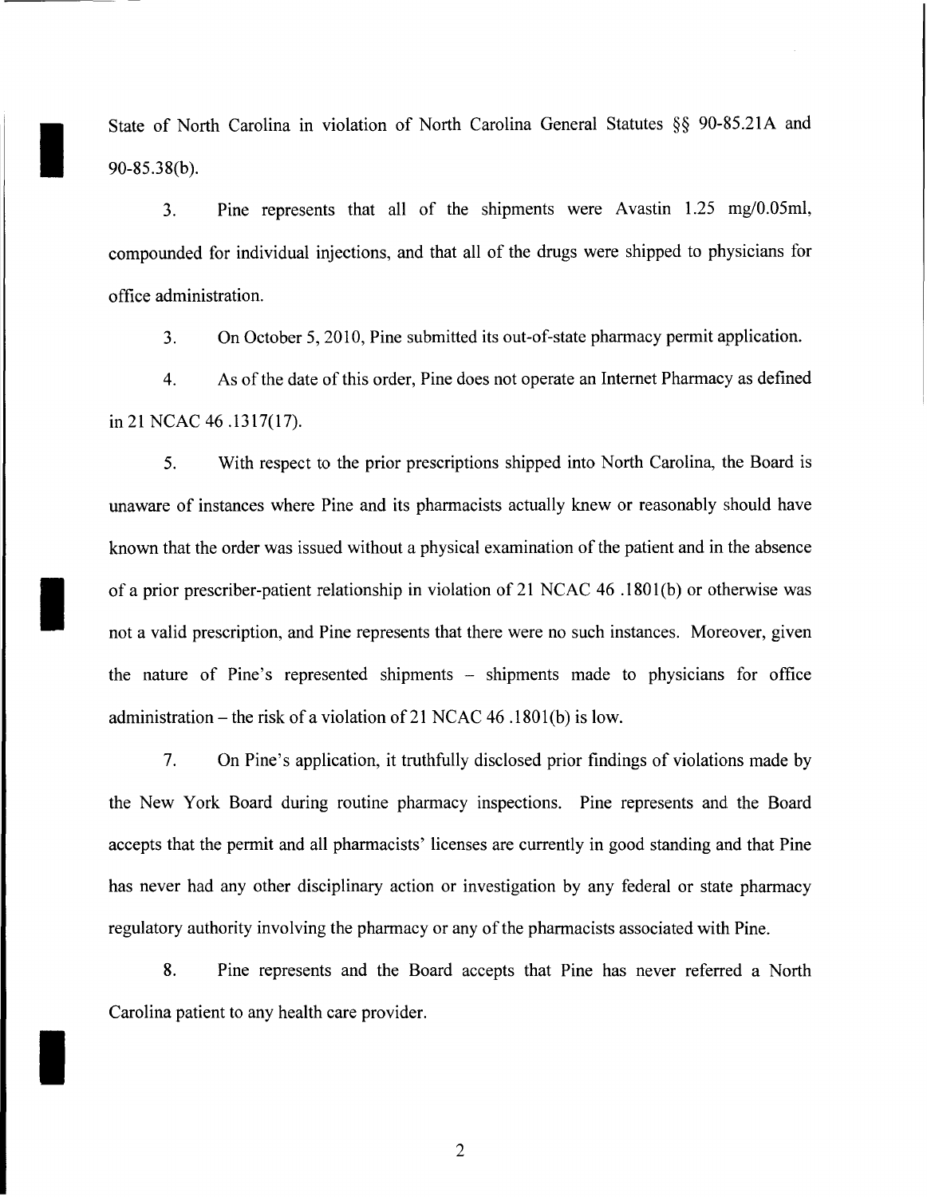State of North Carolina in violation of North Carolina General Statutes §§ 90-85.21A and 90-85.38(b).

3. Pine represents that all of the shipments were Avastin 1.25 mg/0.05ml, compounded for individual injections, and that all of the drugs were shipped to physicians for office administration.

3. On October 5, 2010, Pine submitted its out-of-state pharmacy permit application.

4. As of the date of this order, Pine does not operate an Internet Pharmacy as defined in 21 NCAC 46 .1317(17).

5. With respect to the prior prescriptions shipped into North Carolina, the Board is unaware of instances where Pine and its pharmacists actually knew or reasonably should have known that the order was issued without a physical examination of the patient and in the absence of a prior prescriber-patient relationship in violation of 21 NCAC 46 .1801(b) or otherwise was not a valid prescription, and Pine represents that there were no such instances. Moreover, given the nature of Pine's represented shipments – shipments made to physicians for office administration – the risk of a violation of 21 NCAC 46 .1801(b) is low.

7. On Pine's application, it truthfully disclosed prior findings of violations made by the New York Board during routine pharmacy inspections. Pine represents and the Board accepts that the permit and all pharmacists' licenses are currently in good standing and that Pine has never had any other disciplinary action or investigation by any federal or state pharmacy regulatory authority involving the pharmacy or any of the pharmacists associated with Pine.

8. Pine represents and the Board accepts that Pine has never referred a North Carolina patient to any health care provider.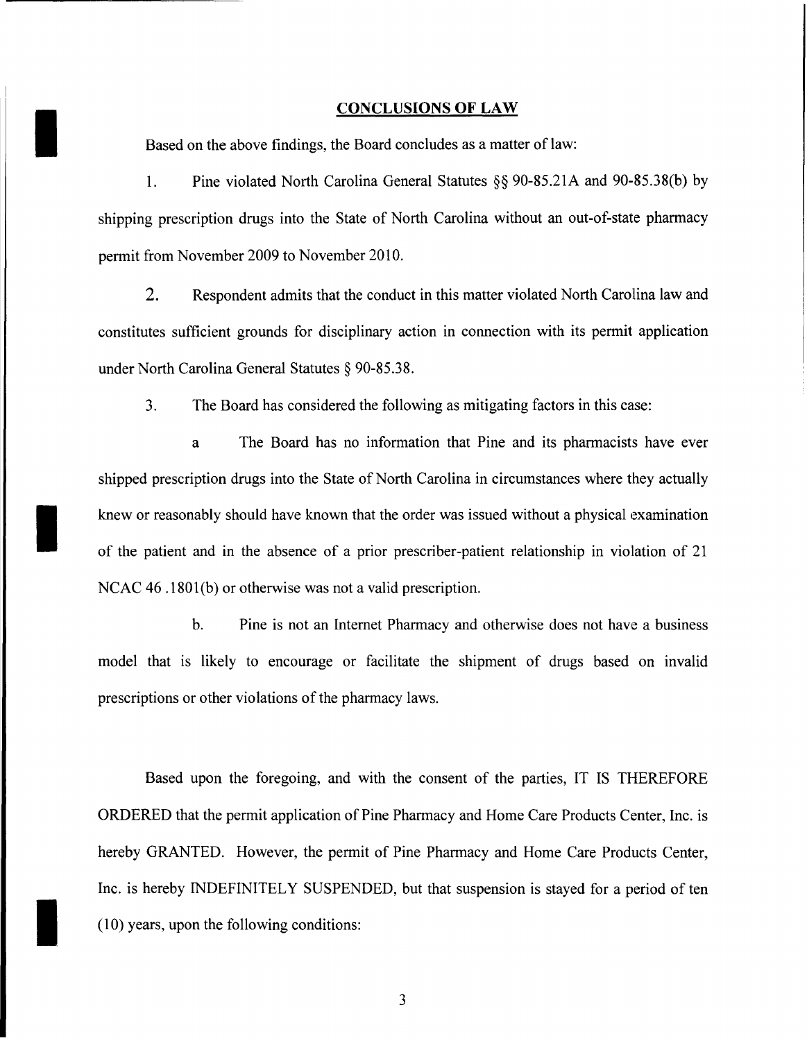## CONCLUSIONS OF LAW

Based on the above findings, the Board concludes as a matter of law:

1. Pine violated North Carolina General Statutes §§ 90-85.21A and 90-85.38(b) by shipping prescription drugs into the State of North Carolina without an out-of-state pharmacy permit from November 2009 to November 2010.

2. Respondent admits that the conduct in this matter violated North Carolina law and constitutes sufficient grounds for disciplinary action in connection with its permit application under North Carolina General Statutes § 90-85.38.

3. The Board has considered the following as mitigating factors in this case:

a The Board has no information that Pine and its pharmacists have ever shipped prescription drugs into the State of North Carolina in circumstances where they actually knew or reasonably should have known that the order was issued without a physical examination of the patient and in the absence of a prior prescriber-patient relationship in violation of 21 NCAC 46 .1801(b) or otherwise was not a valid prescription.

b. Pine is not an Internet Pharmacy and otherwise does not have a business model that is likely to encourage or facilitate the shipment of drugs based on invalid prescriptions or other violations of the pharmacy laws.

Based upon the foregoing, and with the consent of the parties, IT IS THEREFORE ORDERED that the permit application of Pine Pharmacy and Home Care Products Center, Inc. is hereby GRANTED. However, the permit of Pine Pharmacy and Home Care Products Center, Inc. is hereby INDEFINITELY SUSPENDED, but that suspension is stayed for a period of ten (10) years, upon the following conditions: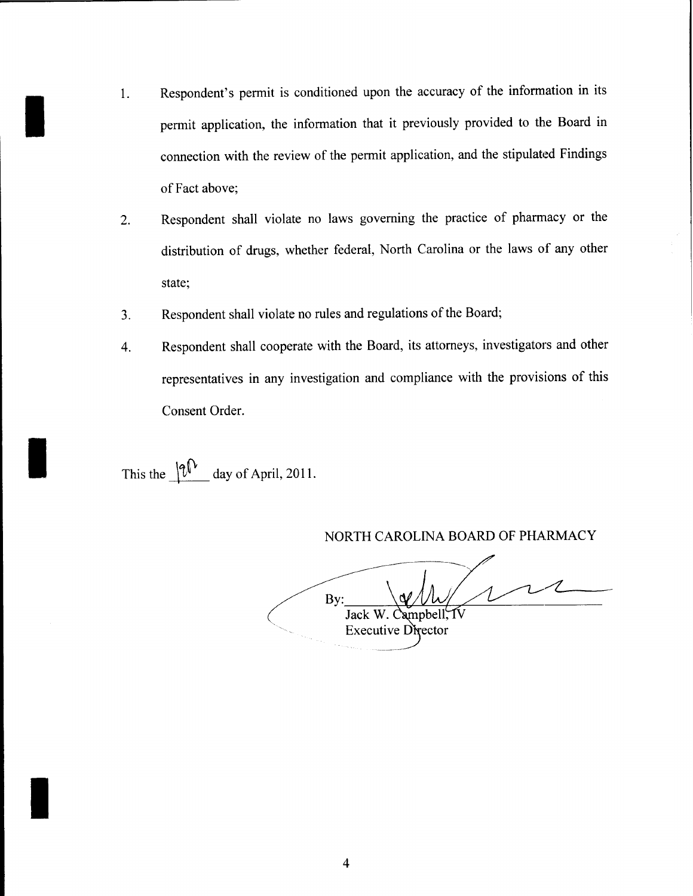1. Respondent's permit is conditioned upon the accuracy of the information in its permit application, the information that it previously provided to the Board in connection with the review of the permit application, and the stipulated Findings of Fact above;

2. Respondent shall violate no laws governing the practice of pharmacy or the distribution of drugs, whether federal, North Carolina or the laws of any other state;

3. Respondent shall violate no rules and regulations of the Board;

4. Respondent shall cooperate with the Board, its attorneys, investigators and other representatives in any investigation and compliance with the provisions of this Consent Order.

This the 19th day of April, 2011.

NORTH CAROLINA BOARD OF PHARMACY

By: ______________________
Jack W. Campbell, IV
Executive Director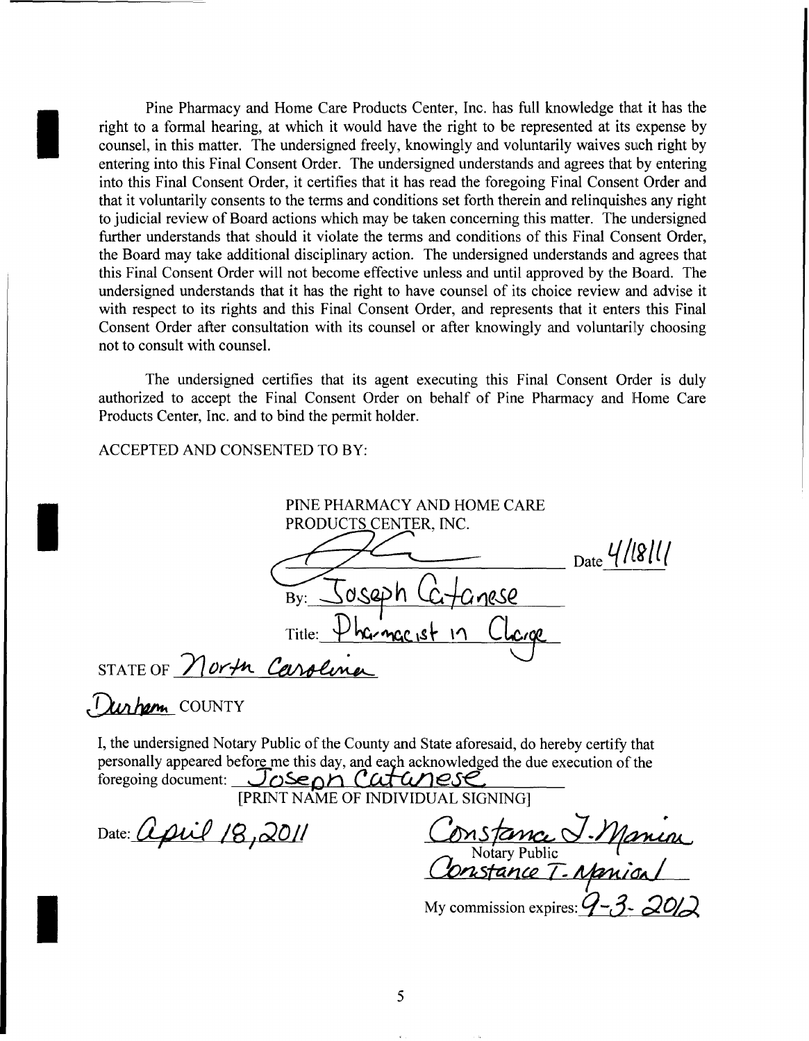Pine Pharmacy and Home Care Products Center, Inc. has full knowledge that it has the right to a formal hearing, at which it would have the right to be represented at its expense by counsel, in this matter. The undersigned freely, knowingly and voluntarily waives such right by entering into this Final Consent Order. The undersigned understands and agrees that by entering into this Final Consent Order, it certifies that it has read the foregoing Final Consent Order and that it voluntarily consents to the terms and conditions set forth therein and relinquishes any right to judicial review of Board actions which may be taken concerning this matter. The undersigned further understands that should it violate the terms and conditions of this Final Consent Order, the Board may take additional disciplinary action. The undersigned understands and agrees that this Final Consent Order will not become effective unless and until approved by the Board. The undersigned understands that it has the right to have counsel of its choice review and advise it with respect to its rights and this Final Consent Order, and represents that it enters this Final Consent Order after consultation with its counsel or after knowingly and voluntarily choosing not to consult with counsel.

The undersigned certifies that its agent executing this Final Consent Order is duly authorized to accept the Final Consent Order on behalf of Pine Pharmacy and Home Care Products Center, Inc. and to bind the permit holder.

ACCEPTED AND CONSENTED TO BY:

PINE PHARMACY AND HOME CARE PRODUCTS CENTER, INC.

______________________ Date 4/18/11

By: Joseph Catanese

Title: Pharmacist in Charge

STATE OF North Carolina

Durham COUNTY

I, the undersigned Notary Public of the County and State aforesaid, do hereby certify that personally appeared before me this day, and each acknowledged the due execution of the foregoing document: Joseph Catanese

[PRINT NAME OF INDIVIDUAL SIGNING]

Date: April 18, 2011

Constance J. Manion
Notary Public
Constance T. Manion

My commission expires: 9-3-2012